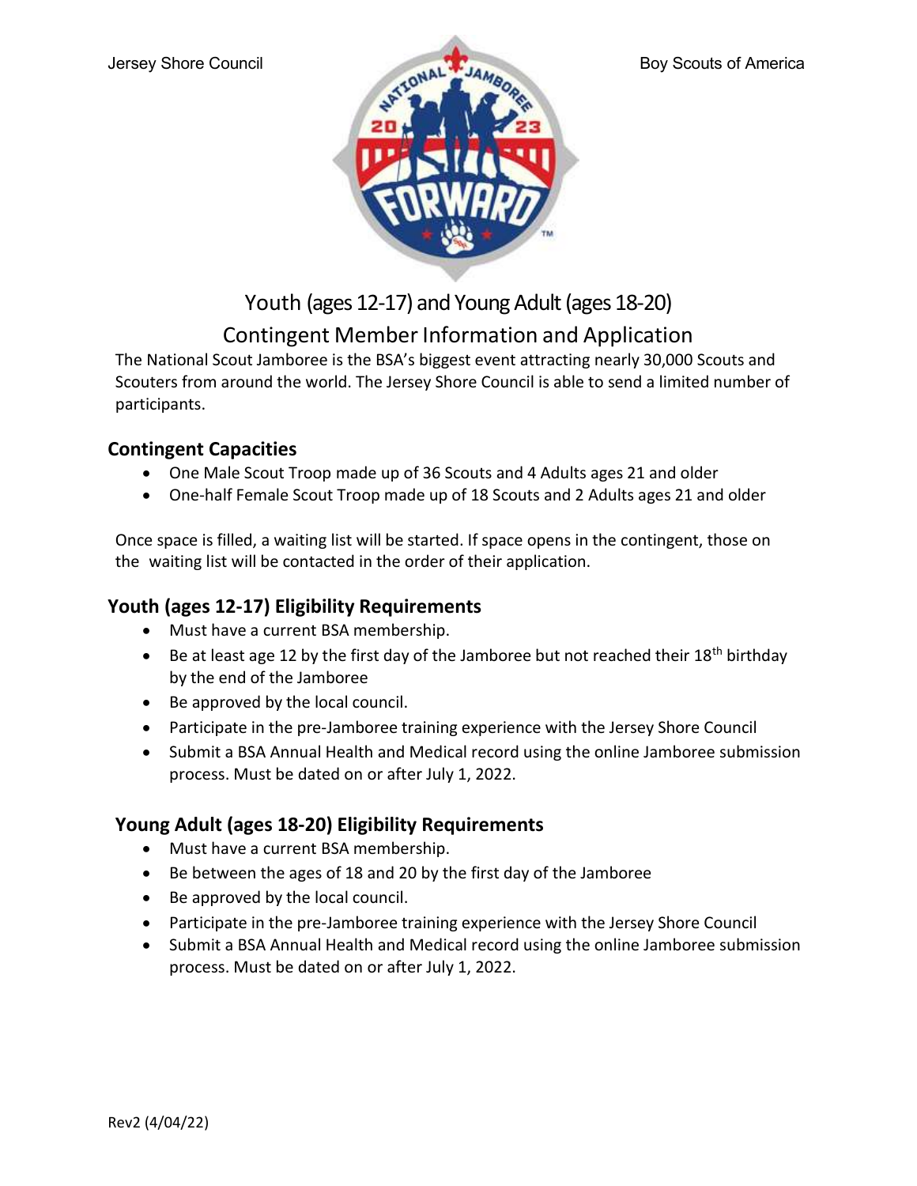Jersey Shore Council | Boy Scouts of America

# Youth (ages 12-17) and Young Adult (ages 18-20)

# Contingent Member Information and Application

The National Scout Jamboree is the BSA's biggest event attracting nearly 30,000 Scouts and Scouters from around the world. The Jersey Shore Council is able to send a limited number of participants.

## Contingent Capacities

- One Male Scout Troop made up of 36 Scouts and 4 Adults ages 21 and older
- One-half Female Scout Troop made up of 18 Scouts and 2 Adults ages 21 and older

Once space is filled, a waiting list will be started. If space opens in the contingent, those on the waiting list will be contacted in the order of their application.

## Youth (ages 12-17) Eligibility Requirements

- Must have a current BSA membership.
- Be at least age 12 by the first day of the Jamboree but not reached their 18th birthday by the end of the Jamboree
- Be approved by the local council.
- Participate in the pre-Jamboree training experience with the Jersey Shore Council
- Submit a BSA Annual Health and Medical record using the online Jamboree submission process. Must be dated on or after July 1, 2022.

## Young Adult (ages 18-20) Eligibility Requirements

- Must have a current BSA membership.
- Be between the ages of 18 and 20 by the first day of the Jamboree
- Be approved by the local council.
- Participate in the pre-Jamboree training experience with the Jersey Shore Council
- Submit a BSA Annual Health and Medical record using the online Jamboree submission process. Must be dated on or after July 1, 2022.

Rev2 (4/04/22)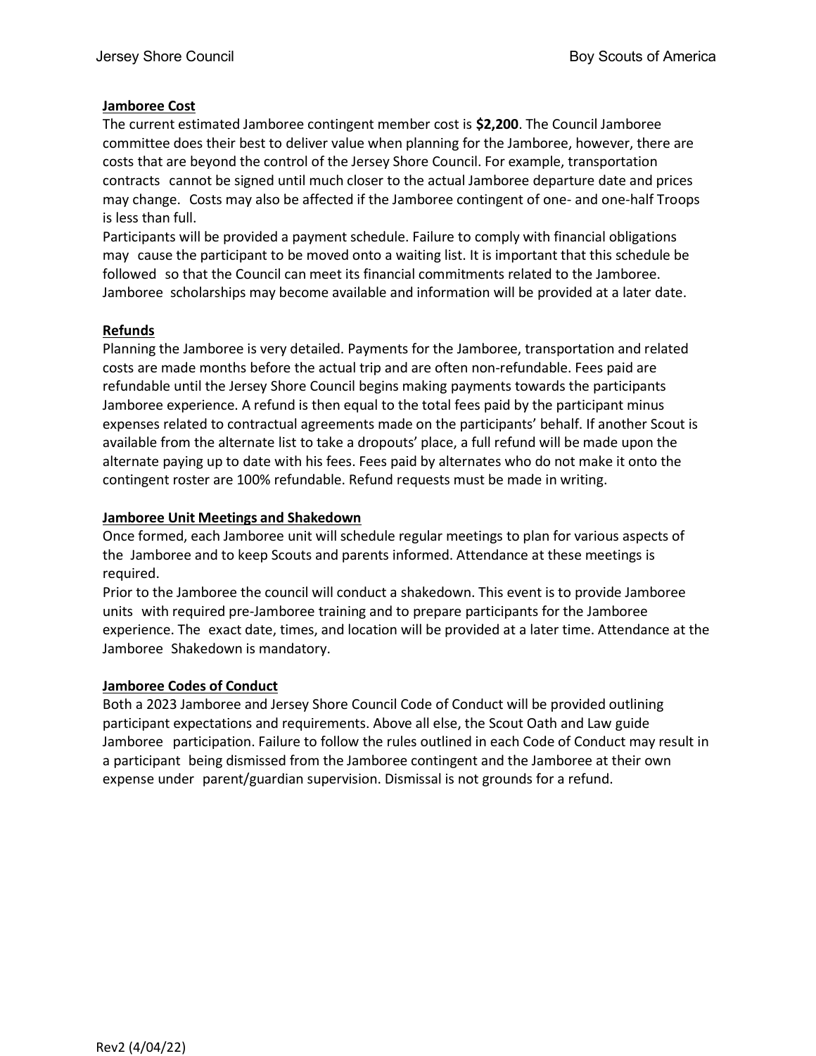## Jamboree Cost

The current estimated Jamboree contingent member cost is **$2,200**. The Council Jamboree committee does their best to deliver value when planning for the Jamboree, however, there are costs that are beyond the control of the Jersey Shore Council. For example, transportation contracts cannot be signed until much closer to the actual Jamboree departure date and prices may change. Costs may also be affected if the Jamboree contingent of one- and one-half Troops is less than full.

Participants will be provided a payment schedule. Failure to comply with financial obligations may cause the participant to be moved onto a waiting list. It is important that this schedule be followed so that the Council can meet its financial commitments related to the Jamboree. Jamboree scholarships may become available and information will be provided at a later date.

## Refunds

Planning the Jamboree is very detailed. Payments for the Jamboree, transportation and related costs are made months before the actual trip and are often non-refundable. Fees paid are refundable until the Jersey Shore Council begins making payments towards the participants Jamboree experience. A refund is then equal to the total fees paid by the participant minus expenses related to contractual agreements made on the participants' behalf. If another Scout is available from the alternate list to take a dropouts' place, a full refund will be made upon the alternate paying up to date with his fees. Fees paid by alternates who do not make it onto the contingent roster are 100% refundable. Refund requests must be made in writing.

## Jamboree Unit Meetings and Shakedown

Once formed, each Jamboree unit will schedule regular meetings to plan for various aspects of the Jamboree and to keep Scouts and parents informed. Attendance at these meetings is required.

Prior to the Jamboree the council will conduct a shakedown. This event is to provide Jamboree units with required pre-Jamboree training and to prepare participants for the Jamboree experience. The exact date, times, and location will be provided at a later time. Attendance at the Jamboree Shakedown is mandatory.

## Jamboree Codes of Conduct

Both a 2023 Jamboree and Jersey Shore Council Code of Conduct will be provided outlining participant expectations and requirements. Above all else, the Scout Oath and Law guide Jamboree participation. Failure to follow the rules outlined in each Code of Conduct may result in a participant being dismissed from the Jamboree contingent and the Jamboree at their own expense under parent/guardian supervision. Dismissal is not grounds for a refund.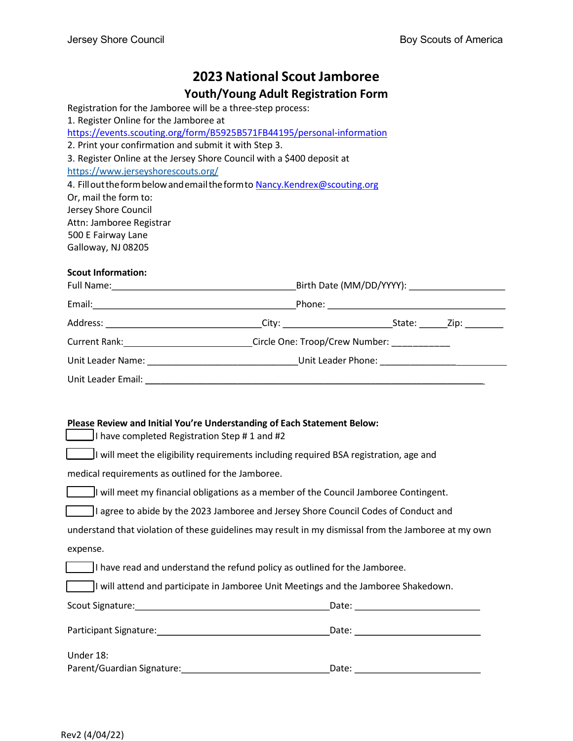Jersey Shore Council — Boy Scouts of America

# 2023 National Scout Jamboree

## Youth/Young Adult Registration Form

Registration for the Jamboree will be a three-step process:

1. Register Online for the Jamboree at https://events.scouting.org/form/B5925B571FB44195/personal-information
2. Print your confirmation and submit it with Step 3.
3. Register Online at the Jersey Shore Council with a $400 deposit at https://www.jerseyshorescouts.org/
4. Fill out the form below and email the form to Nancy.Kendrex@scouting.org

Or, mail the form to:
Jersey Shore Council
Attn: Jamboree Registrar
500 E Fairway Lane
Galloway, NJ 08205

**Scout Information:**

Full Name:\_\_\_\_\_\_\_\_\_\_\_\_\_\_\_\_\_\_\_\_\_\_\_\_\_\_\_\_\_\_ Birth Date (MM/DD/YYYY): \_\_\_\_\_\_\_\_\_\_\_\_\_\_\_\_

Email:\_\_\_\_\_\_\_\_\_\_\_\_\_\_\_\_\_\_\_\_\_\_\_\_\_\_\_\_\_\_\_\_\_\_ Phone: \_\_\_\_\_\_\_\_\_\_\_\_\_\_\_\_\_\_\_\_\_\_\_\_\_\_\_\_\_\_

Address: \_\_\_\_\_\_\_\_\_\_\_\_\_\_\_\_\_\_\_\_\_\_\_\_\_\_ City: \_\_\_\_\_\_\_\_\_\_\_\_\_\_\_\_\_\_ State: \_\_\_\_\_ Zip: \_\_\_\_\_\_\_

Current Rank:\_\_\_\_\_\_\_\_\_\_\_\_\_\_\_\_\_\_\_\_\_ Circle One: Troop/Crew Number: \_\_\_\_\_\_\_\_\_\_

Unit Leader Name: \_\_\_\_\_\_\_\_\_\_\_\_\_\_\_\_\_\_\_\_\_\_\_\_\_ Unit Leader Phone: \_\_\_\_\_\_\_\_\_\_\_\_\_\_\_\_\_\_\_\_\_

Unit Leader Email: \_\_\_\_\_\_\_\_\_\_\_\_\_\_\_\_\_\_\_\_\_\_\_\_\_\_\_\_\_\_\_\_\_\_\_\_\_\_\_\_\_\_\_\_\_\_\_\_\_\_\_\_\_\_\_\_

**Please Review and Initial You're Understanding of Each Statement Below:**

☐ I have completed Registration Step # 1 and #2

☐ I will meet the eligibility requirements including required BSA registration, age and medical requirements as outlined for the Jamboree.

☐ I will meet my financial obligations as a member of the Council Jamboree Contingent.

☐ I agree to abide by the 2023 Jamboree and Jersey Shore Council Codes of Conduct and understand that violation of these guidelines may result in my dismissal from the Jamboree at my own expense.

☐ I have read and understand the refund policy as outlined for the Jamboree.

☐ I will attend and participate in Jamboree Unit Meetings and the Jamboree Shakedown.

Scout Signature:\_\_\_\_\_\_\_\_\_\_\_\_\_\_\_\_\_\_\_\_\_\_\_\_\_\_\_\_\_\_\_\_ Date: \_\_\_\_\_\_\_\_\_\_\_\_\_\_\_\_\_\_\_\_

Participant Signature:\_\_\_\_\_\_\_\_\_\_\_\_\_\_\_\_\_\_\_\_\_\_\_\_\_\_\_\_ Date: \_\_\_\_\_\_\_\_\_\_\_\_\_\_\_\_\_\_\_\_

Under 18:
Parent/Guardian Signature:\_\_\_\_\_\_\_\_\_\_\_\_\_\_\_\_\_\_\_\_\_\_\_\_ Date: \_\_\_\_\_\_\_\_\_\_\_\_\_\_\_\_\_\_\_\_

Rev2 (4/04/22)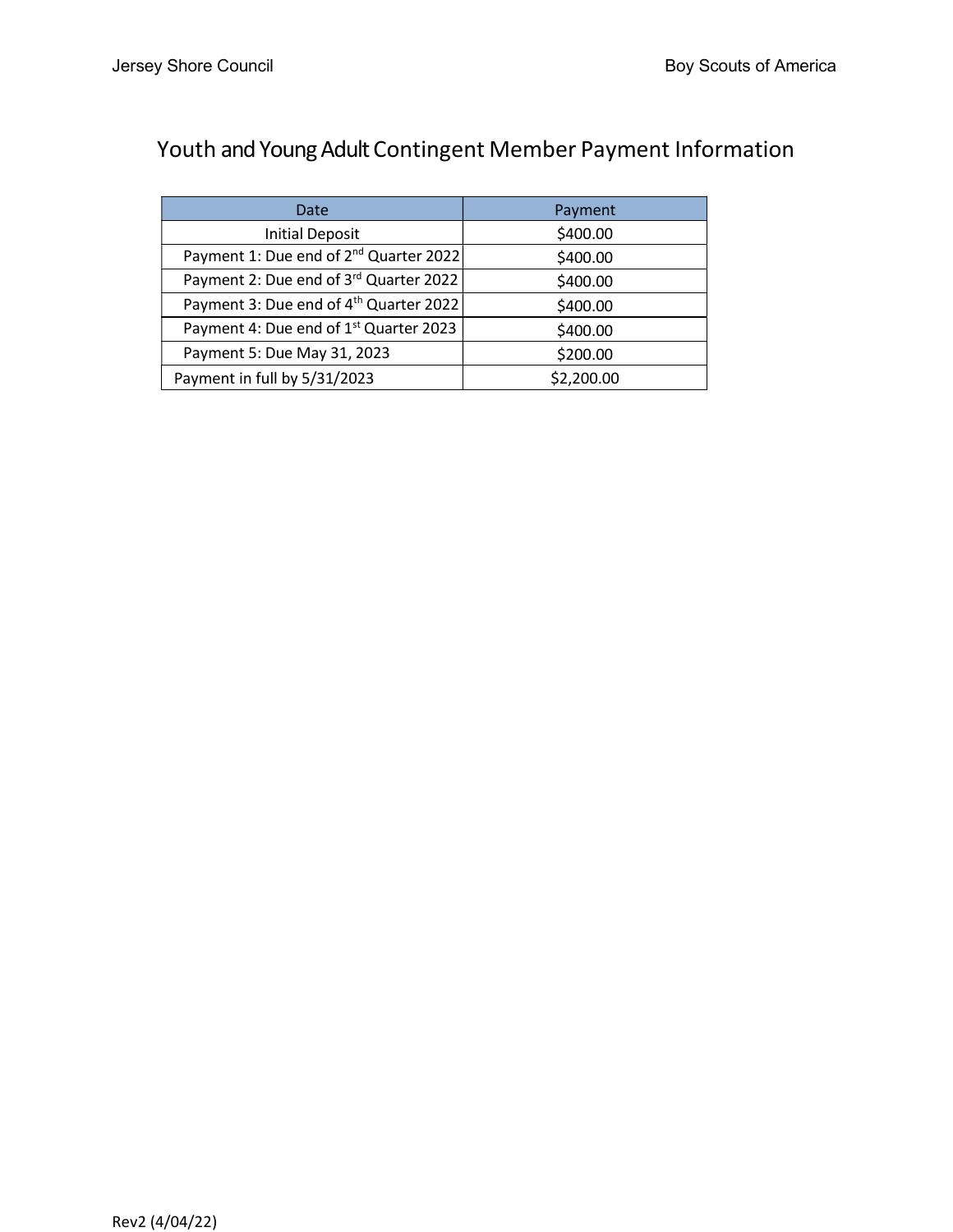# Youth and Young Adult Contingent Member Payment Information

| Date | Payment |
| --- | --- |
| Initial Deposit | $400.00 |
| Payment 1: Due end of 2nd Quarter 2022 | $400.00 |
| Payment 2: Due end of 3rd Quarter 2022 | $400.00 |
| Payment 3: Due end of 4th Quarter 2022 | $400.00 |
| Payment 4: Due end of 1st Quarter 2023 | $400.00 |
| Payment 5: Due May 31, 2023 | $200.00 |
| Payment in full by 5/31/2023 | $2,200.00 |

Rev2 (4/04/22)